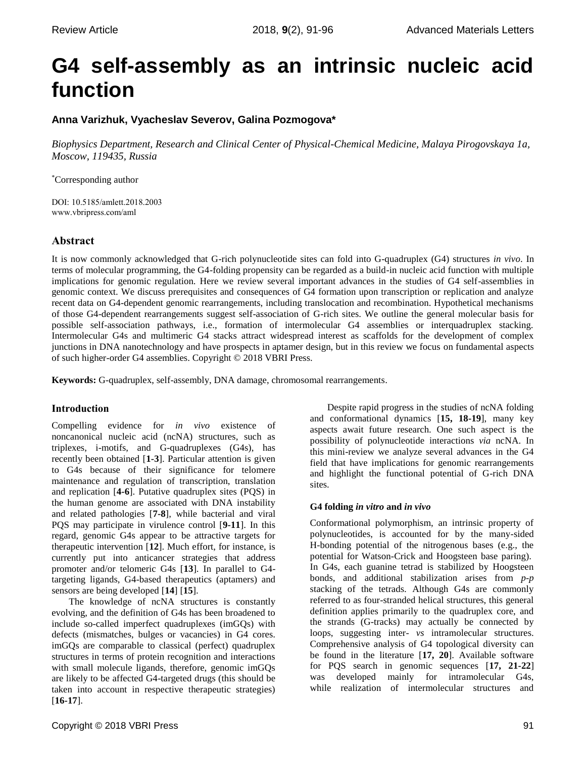# G4 self-assembly as an intrinsic nucleic acid function

**Anna Varizhuk, Vyacheslav Severov, Galina Pozmogova***

*Biophysics Department, Research and Clinical Center of Physical-Chemical Medicine, Malaya Pirogovskaya 1a, Moscow, 119435, Russia*

*Corresponding author

DOI: 10.5185/amlett.2018.2003
www.vbripress.com/aml

## Abstract

It is now commonly acknowledged that G-rich polynucleotide sites can fold into G-quadruplex (G4) structures *in vivo*. In terms of molecular programming, the G4-folding propensity can be regarded as a build-in nucleic acid function with multiple implications for genomic regulation. Here we review several important advances in the studies of G4 self-assemblies in genomic context. We discuss prerequisites and consequences of G4 formation upon transcription or replication and analyze recent data on G4-dependent genomic rearrangements, including translocation and recombination. Hypothetical mechanisms of those G4-dependent rearrangements suggest self-association of G-rich sites. We outline the general molecular basis for possible self-association pathways, i.e., formation of intermolecular G4 assemblies or interquadruplex stacking. Intermolecular G4s and multimeric G4 stacks attract widespread interest as scaffolds for the development of complex junctions in DNA nanotechnology and have prospects in aptamer design, but in this review we focus on fundamental aspects of such higher-order G4 assemblies. Copyright © 2018 VBRI Press.

**Keywords:** G-quadruplex, self-assembly, DNA damage, chromosomal rearrangements.

## Introduction

Compelling evidence for *in vivo* existence of noncanonical nucleic acid (ncNA) structures, such as triplexes, i-motifs, and G-quadruplexes (G4s), has recently been obtained [**1-3**]. Particular attention is given to G4s because of their significance for telomere maintenance and regulation of transcription, translation and replication [**4-6**]. Putative quadruplex sites (PQS) in the human genome are associated with DNA instability and related pathologies [**7-8**], while bacterial and viral PQS may participate in virulence control [**9-11**]. In this regard, genomic G4s appear to be attractive targets for therapeutic intervention [**12**]. Much effort, for instance, is currently put into anticancer strategies that address promoter and/or telomeric G4s [**13**]. In parallel to G4-targeting ligands, G4-based therapeutics (aptamers) and sensors are being developed [**14**] [**15**].

The knowledge of ncNA structures is constantly evolving, and the definition of G4s has been broadened to include so-called imperfect quadruplexes (imGQs) with defects (mismatches, bulges or vacancies) in G4 cores. imGQs are comparable to classical (perfect) quadruplex structures in terms of protein recognition and interactions with small molecule ligands, therefore, genomic imGQs are likely to be affected G4-targeted drugs (this should be taken into account in respective therapeutic strategies) [**16-17**].

Despite rapid progress in the studies of ncNA folding and conformational dynamics [**15, 18-19**], many key aspects await future research. One such aspect is the possibility of polynucleotide interactions *via* ncNA. In this mini-review we analyze several advances in the G4 field that have implications for genomic rearrangements and highlight the functional potential of G-rich DNA sites.

### G4 folding *in vitro* and *in vivo*

Conformational polymorphism, an intrinsic property of polynucleotides, is accounted for by the many-sided H-bonding potential of the nitrogenous bases (e.g., the potential for Watson-Crick and Hoogsteen base paring). In G4s, each guanine tetrad is stabilized by Hoogsteen bonds, and additional stabilization arises from *p-p* stacking of the tetrads. Although G4s are commonly referred to as four-stranded helical structures, this general definition applies primarily to the quadruplex core, and the strands (G-tracks) may actually be connected by loops, suggesting inter- *vs* intramolecular structures. Comprehensive analysis of G4 topological diversity can be found in the literature [**17, 20**]. Available software for PQS search in genomic sequences [**17, 21-22**] was developed mainly for intramolecular G4s, while realization of intermolecular structures and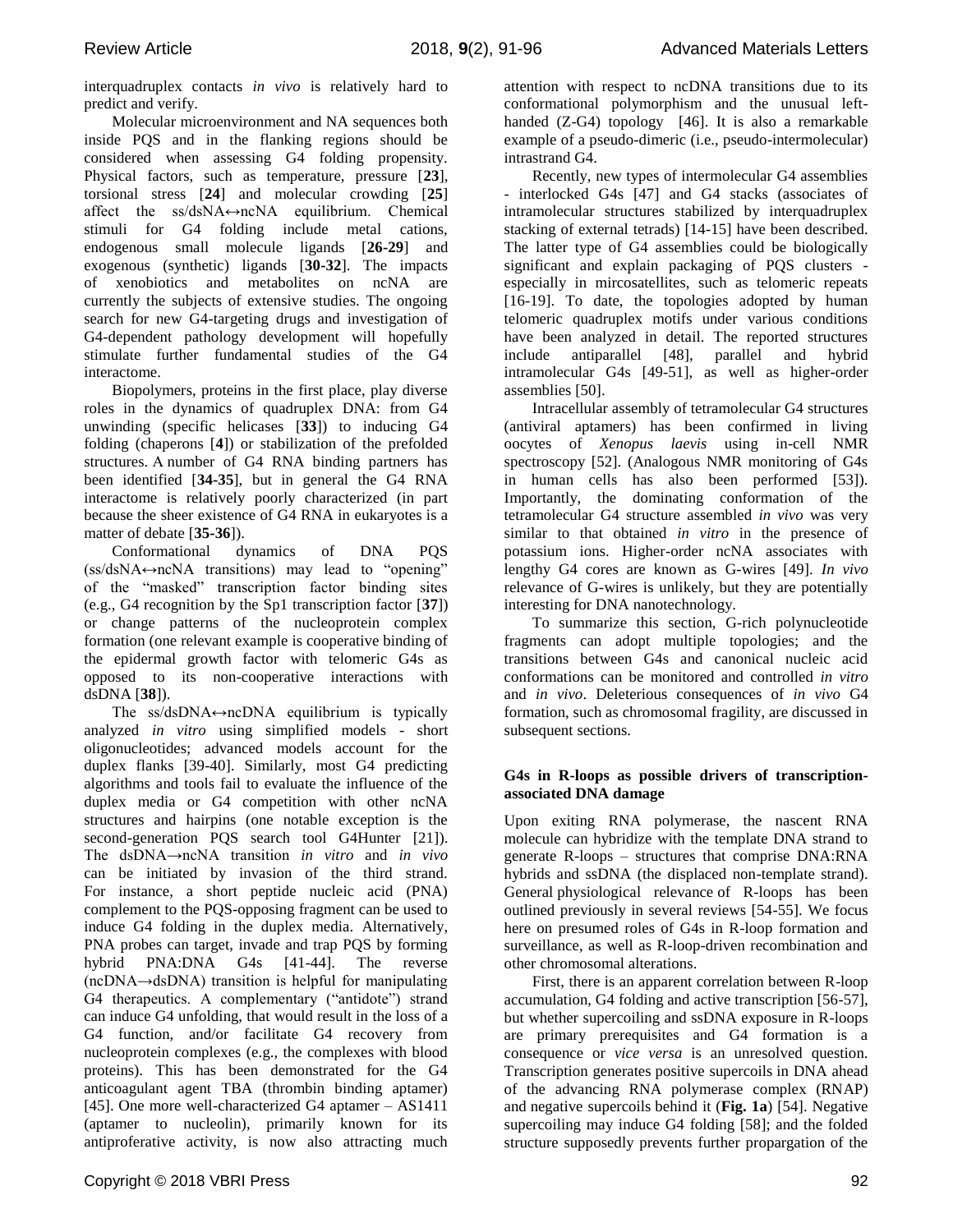interquadruplex contacts *in vivo* is relatively hard to predict and verify.

Molecular microenvironment and NA sequences both inside PQS and in the flanking regions should be considered when assessing G4 folding propensity. Physical factors, such as temperature, pressure [**23**], torsional stress [**24**] and molecular crowding [**25**] affect the ss/dsNA↔ncNA equilibrium. Chemical stimuli for G4 folding include metal cations, endogenous small molecule ligands [**26-29**] and exogenous (synthetic) ligands [**30-32**]. The impacts of xenobiotics and metabolites on ncNA are currently the subjects of extensive studies. The ongoing search for new G4-targeting drugs and investigation of G4-dependent pathology development will hopefully stimulate further fundamental studies of the G4 interactome.

Biopolymers, proteins in the first place, play diverse roles in the dynamics of quadruplex DNA: from G4 unwinding (specific helicases [**33**]) to inducing G4 folding (chaperons [**4**]) or stabilization of the prefolded structures. A number of G4 RNA binding partners has been identified [**34-35**], but in general the G4 RNA interactome is relatively poorly characterized (in part because the sheer existence of G4 RNA in eukaryotes is a matter of debate [**35-36**]).

Conformational dynamics of DNA PQS (ss/dsNA↔ncNA transitions) may lead to "opening" of the "masked" transcription factor binding sites (e.g., G4 recognition by the Sp1 transcription factor [**37**]) or change patterns of the nucleoprotein complex formation (one relevant example is cooperative binding of the epidermal growth factor with telomeric G4s as opposed to its non-cooperative interactions with dsDNA [**38**]).

The ss/dsDNA↔ncDNA equilibrium is typically analyzed *in vitro* using simplified models - short oligonucleotides; advanced models account for the duplex flanks [39-40]. Similarly, most G4 predicting algorithms and tools fail to evaluate the influence of the duplex media or G4 competition with other ncNA structures and hairpins (one notable exception is the second-generation PQS search tool G4Hunter [21]). The dsDNA→ncNA transition *in vitro* and *in vivo* can be initiated by invasion of the third strand. For instance, a short peptide nucleic acid (PNA) complement to the PQS-opposing fragment can be used to induce G4 folding in the duplex media. Alternatively, PNA probes can target, invade and trap PQS by forming hybrid PNA:DNA G4s [41-44]. The reverse (ncDNA→dsDNA) transition is helpful for manipulating G4 therapeutics. A complementary ("antidote") strand can induce G4 unfolding, that would result in the loss of a G4 function, and/or facilitate G4 recovery from nucleoprotein complexes (e.g., the complexes with blood proteins). This has been demonstrated for the G4 anticoagulant agent TBA (thrombin binding aptamer) [45]. One more well-characterized G4 aptamer – AS1411 (aptamer to nucleolin), primarily known for its antiproferative activity, is now also attracting much attention with respect to ncDNA transitions due to its conformational polymorphism and the unusual left-handed (Z-G4) topology [46]. It is also a remarkable example of a pseudo-dimeric (i.e., pseudo-intermolecular) intrastrand G4.

Recently, new types of intermolecular G4 assemblies - interlocked G4s [47] and G4 stacks (associates of intramolecular structures stabilized by interquadruplex stacking of external tetrads) [14-15] have been described. The latter type of G4 assemblies could be biologically significant and explain packaging of PQS clusters - especially in mircosatellites, such as telomeric repeats [16-19]. To date, the topologies adopted by human telomeric quadruplex motifs under various conditions have been analyzed in detail. The reported structures include antiparallel [48], parallel and hybrid intramolecular G4s [49-51], as well as higher-order assemblies [50].

Intracellular assembly of tetramolecular G4 structures (antiviral aptamers) has been confirmed in living oocytes of *Xenopus laevis* using in-cell NMR spectroscopy [52]. (Analogous NMR monitoring of G4s in human cells has also been performed [53]). Importantly, the dominating conformation of the tetramolecular G4 structure assembled *in vivo* was very similar to that obtained *in vitro* in the presence of potassium ions. Higher-order ncNA associates with lengthy G4 cores are known as G-wires [49]. *In vivo* relevance of G-wires is unlikely, but they are potentially interesting for DNA nanotechnology.

To summarize this section, G-rich polynucleotide fragments can adopt multiple topologies; and the transitions between G4s and canonical nucleic acid conformations can be monitored and controlled *in vitro* and *in vivo*. Deleterious consequences of *in vivo* G4 formation, such as chromosomal fragility, are discussed in subsequent sections.

## G4s in R-loops as possible drivers of transcription-associated DNA damage

Upon exiting RNA polymerase, the nascent RNA molecule can hybridize with the template DNA strand to generate R-loops – structures that comprise DNA:RNA hybrids and ssDNA (the displaced non-template strand). General physiological relevance of R-loops has been outlined previously in several reviews [54-55]. We focus here on presumed roles of G4s in R-loop formation and surveillance, as well as R-loop-driven recombination and other chromosomal alterations.

First, there is an apparent correlation between R-loop accumulation, G4 folding and active transcription [56-57], but whether supercoiling and ssDNA exposure in R-loops are primary prerequisites and G4 formation is a consequence or *vice versa* is an unresolved question. Transcription generates positive supercoils in DNA ahead of the advancing RNA polymerase complex (RNAP) and negative supercoils behind it (**Fig. 1a**) [54]. Negative supercoiling may induce G4 folding [58]; and the folded structure supposedly prevents further propargation of the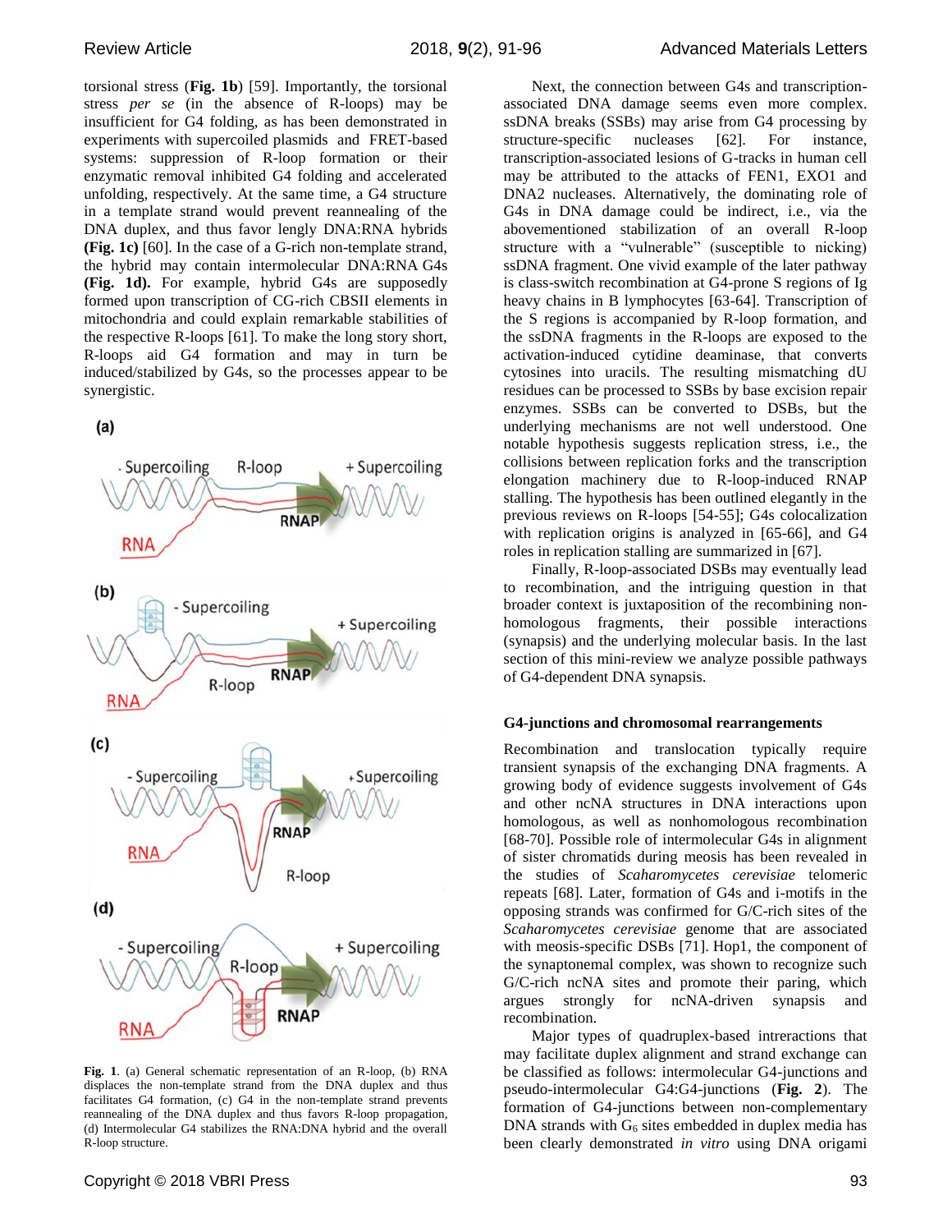torsional stress (**Fig. 1b**) [59]. Importantly, the torsional stress *per se* (in the absence of R-loops) may be insufficient for G4 folding, as has been demonstrated in experiments with supercoiled plasmids and FRET-based systems: suppression of R-loop formation or their enzymatic removal inhibited G4 folding and accelerated unfolding, respectively. At the same time, a G4 structure in a template strand would prevent reannealing of the DNA duplex, and thus favor lengthy DNA:RNA hybrids **(Fig. 1c)** [60]. In the case of a G-rich non-template strand, the hybrid may contain intermolecular DNA:RNA G4s **(Fig. 1d).** For example, hybrid G4s are supposedly formed upon transcription of CG-rich CBSII elements in mitochondria and could explain remarkable stabilities of the respective R-loops [61]. To make the long story short, R-loops aid G4 formation and may in turn be induced/stabilized by G4s, so the processes appear to be synergistic.

**Fig. 1**. (a) General schematic representation of an R-loop, (b) RNA displaces the non-template strand from the DNA duplex and thus facilitates G4 formation, (c) G4 in the non-template strand prevents reannealing of the DNA duplex and thus favors R-loop propagation, (d) Intermolecular G4 stabilizes the RNA:DNA hybrid and the overall R-loop structure.

Next, the connection between G4s and transcription-associated DNA damage seems even more complex. ssDNA breaks (SSBs) may arise from G4 processing by structure-specific nucleases [62]. For instance, transcription-associated lesions of G-tracks in human cell may be attributed to the attacks of FEN1, EXO1 and DNA2 nucleases. Alternatively, the dominating role of G4s in DNA damage could be indirect, i.e., via the abovementioned stabilization of an overall R-loop structure with a "vulnerable" (susceptible to nicking) ssDNA fragment. One vivid example of the later pathway is class-switch recombination at G4-prone S regions of Ig heavy chains in B lymphocytes [63-64]. Transcription of the S regions is accompanied by R-loop formation, and the ssDNA fragments in the R-loops are exposed to the activation-induced cytidine deaminase, that converts cytosines into uracils. The resulting mismatching dU residues can be processed to SSBs by base excision repair enzymes. SSBs can be converted to DSBs, but the underlying mechanisms are not well understood. One notable hypothesis suggests replication stress, i.e., the collisions between replication forks and the transcription elongation machinery due to R-loop-induced RNAP stalling. The hypothesis has been outlined elegantly in the previous reviews on R-loops [54-55]; G4s colocalization with replication origins is analyzed in [65-66], and G4 roles in replication stalling are summarized in [67].

Finally, R-loop-associated DSBs may eventually lead to recombination, and the intriguing question in that broader context is juxtaposition of the recombining non-homologous fragments, their possible interactions (synapsis) and the underlying molecular basis. In the last section of this mini-review we analyze possible pathways of G4-dependent DNA synapsis.

## G4-junctions and chromosomal rearrangements

Recombination and translocation typically require transient synapsis of the exchanging DNA fragments. A growing body of evidence suggests involvement of G4s and other ncNA structures in DNA interactions upon homologous, as well as nonhomologous recombination [68-70]. Possible role of intermolecular G4s in alignment of sister chromatids during meosis has been revealed in the studies of *Scaharomycetes cerevisiae* telomeric repeats [68]. Later, formation of G4s and i-motifs in the opposing strands was confirmed for G/C-rich sites of the *Scaharomycetes cerevisiae* genome that are associated with meosis-specific DSBs [71]. Hop1, the component of the synaptonemal complex, was shown to recognize such G/C-rich ncNA sites and promote their paring, which argues strongly for ncNA-driven synapsis and recombination.

Major types of quadruplex-based intreractions that may facilitate duplex alignment and strand exchange can be classified as follows: intermolecular G4-junctions and pseudo-intermolecular G4:G4-junctions (**Fig. 2**). The formation of G4-junctions between non-complementary DNA strands with $G_6$ sites embedded in duplex media has been clearly demonstrated *in vitro* using DNA origami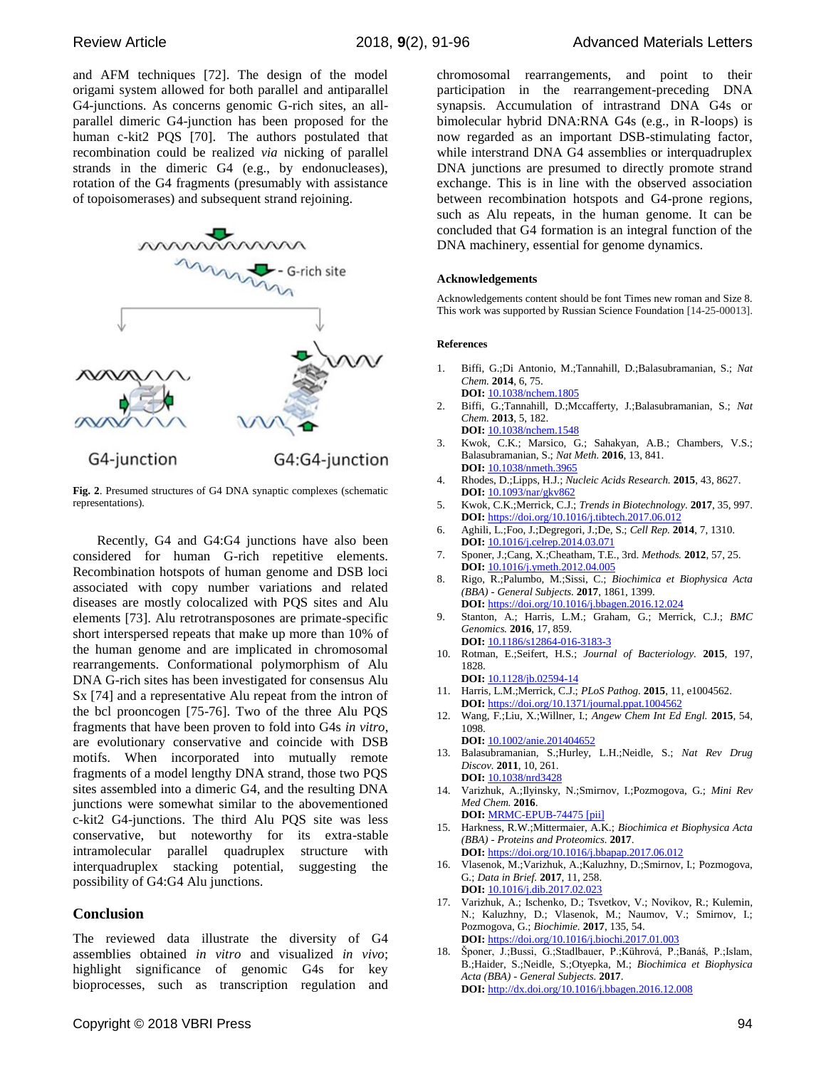and AFM techniques [72]. The design of the model origami system allowed for both parallel and antiparallel G4-junctions. As concerns genomic G-rich sites, an all-parallel dimeric G4-junction has been proposed for the human c-kit2 PQS [70]. The authors postulated that recombination could be realized *via* nicking of parallel strands in the dimeric G4 (e.g., by endonucleases), rotation of the G4 fragments (presumably with assistance of topoisomerases) and subsequent strand rejoining.

**Fig. 2**. Presumed structures of G4 DNA synaptic complexes (schematic representations).

Recently, G4 and G4:G4 junctions have also been considered for human G-rich repetitive elements. Recombination hotspots of human genome and DSB loci associated with copy number variations and related diseases are mostly colocalized with PQS sites and Alu elements [73]. Alu retrotransposones are primate-specific short interspersed repeats that make up more than 10% of the human genome and are implicated in chromosomal rearrangements. Conformational polymorphism of Alu DNA G-rich sites has been investigated for consensus Alu Sx [74] and a representative Alu repeat from the intron of the bcl proocogen [75-76]. Two of the three Alu PQS fragments that have been proven to fold into G4s *in vitro*, are evolutionary conservative and coincide with DSB motifs. When incorporated into mutually remote fragments of a model lengthy DNA strand, those two PQS sites assembled into a dimeric G4, and the resulting DNA junctions were somewhat similar to the abovementioned c-kit2 G4-junctions. The third Alu PQS site was less conservative, but noteworthy for its extra-stable intramolecular parallel quadruplex structure with interquadruplex stacking potential, suggesting the possibility of G4:G4 Alu junctions.

## Conclusion

The reviewed data illustrate the diversity of G4 assemblies obtained *in vitro* and visualized *in vivo*; highlight significance of genomic G4s for key bioprocesses, such as transcription regulation and chromosomal rearrangements, and point to their participation in the rearrangement-preceding DNA synapsis. Accumulation of intrastrand DNA G4s or bimolecular hybrid DNA:RNA G4s (e.g., in R-loops) is now regarded as an important DSB-stimulating factor, while interstrand DNA G4 assemblies or interquadruplex DNA junctions are presumed to directly promote strand exchange. This is in line with the observed association between recombination hotspots and G4-prone regions, such as Alu repeats, in the human genome. It can be concluded that G4 formation is an integral function of the DNA machinery, essential for genome dynamics.

### Acknowledgements

Acknowledgements content should be font Times new roman and Size 8. This work was supported by Russian Science Foundation [14-25-00013].

### References

1. Biffi, G.;Di Antonio, M.;Tannahill, D.;Balasubramanian, S.; *Nat Chem.* **2014**, 6, 75.
   **DOI:** 10.1038/nchem.1805
2. Biffi, G.;Tannahill, D.;Mccafferty, J.;Balasubramanian, S.; *Nat Chem.* **2013**, 5, 182.
   **DOI:** 10.1038/nchem.1548
3. Kwok, C.K.; Marsico, G.; Sahakyan, A.B.; Chambers, V.S.; Balasubramanian, S.; *Nat Meth.* **2016**, 13, 841.
   **DOI:** 10.1038/nmeth.3965
4. Rhodes, D.;Lipps, H.J.; *Nucleic Acids Research.* **2015**, 43, 8627.
   **DOI:** 10.1093/nar/gkv862
5. Kwok, C.K.;Merrick, C.J.; *Trends in Biotechnology.* **2017**, 35, 997.
   **DOI:** https://doi.org/10.1016/j.tibtech.2017.06.012
6. Aghili, L.;Foo, J.;Degregori, J.;De, S.; *Cell Rep.* **2014**, 7, 1310.
   **DOI:** 10.1016/j.celrep.2014.03.071
7. Sponer, J.;Cang, X.;Cheatham, T.E., 3rd. *Methods.* **2012**, 57, 25.
   **DOI:** 10.1016/j.ymeth.2012.04.005
8. Rigo, R.;Palumbo, M.;Sissi, C.; *Biochimica et Biophysica Acta (BBA) - General Subjects.* **2017**, 1861, 1399.
   **DOI:** https://doi.org/10.1016/j.bbagen.2016.12.024
9. Stanton, A.; Harris, L.M.; Graham, G.; Merrick, C.J.; *BMC Genomics.* **2016**, 17, 859.
   **DOI:** 10.1186/s12864-016-3183-3
10. Rotman, E.;Seifert, H.S.; *Journal of Bacteriology.* **2015**, 197, 1828.
    **DOI:** 10.1128/jb.02594-14
11. Harris, L.M.;Merrick, C.J.; *PLoS Pathog.* **2015**, 11, e1004562.
    **DOI:** https://doi.org/10.1371/journal.ppat.1004562
12. Wang, F.;Liu, X.;Willner, I.; *Angew Chem Int Ed Engl.* **2015**, 54, 1098.
    **DOI:** 10.1002/anie.201404652
13. Balasubramanian, S.;Hurley, L.H.;Neidle, S.; *Nat Rev Drug Discov.* **2011**, 10, 261.
    **DOI:** 10.1038/nrd3428
14. Varizhuk, A.;Ilyinsky, N.;Smirnov, I.;Pozmogova, G.; *Mini Rev Med Chem.* **2016**.
    **DOI:** MRMC-EPUB-74475 [pii]
15. Harkness, R.W.;Mittermaier, A.K.; *Biochimica et Biophysica Acta (BBA) - Proteins and Proteomics.* **2017**.
    **DOI:** https://doi.org/10.1016/j.bbapap.2017.06.012
16. Vlasenok, M.;Varizhuk, A.;Kaluzhny, D.;Smirnov, I.; Pozmogova, G.; *Data in Brief.* **2017**, 11, 258.
    **DOI:** 10.1016/j.dib.2017.02.023
17. Varizhuk, A.; Ischenko, D.; Tsvetkov, V.; Novikov, R.; Kulemin, N.; Kaluzhny, D.; Vlasenok, M.; Naumov, V.; Smirnov, I.; Pozmogova, G.; *Biochimie.* **2017**, 135, 54.
    **DOI:** https://doi.org/10.1016/j.biochi.2017.01.003
18. Šponer, J.;Bussi, G.;Stadlbauer, P.;Kührová, P.;Banáš, P.;Islam, B.;Haider, S.;Neidle, S.;Otyepka, M.; *Biochimica et Biophysica Acta (BBA) - General Subjects.* **2017**.
    **DOI:** http://dx.doi.org/10.1016/j.bbagen.2016.12.008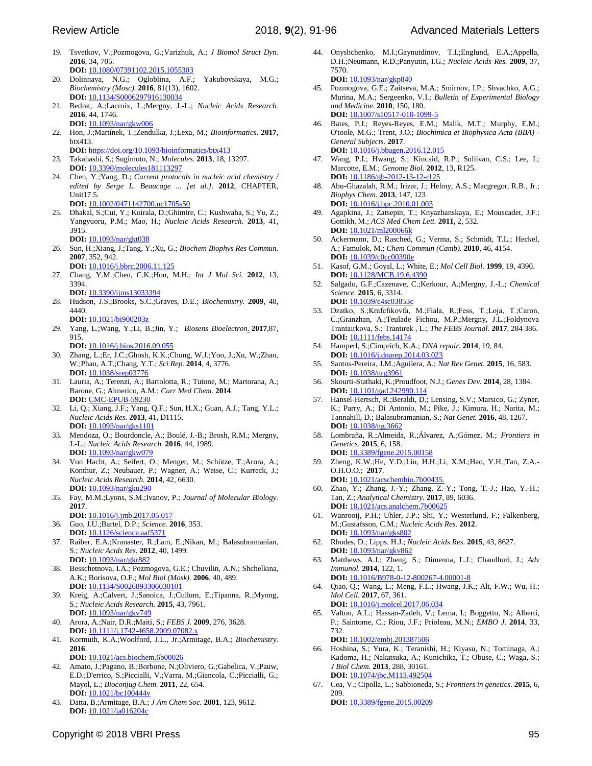19. Tsvetkov, V.;Pozmogova, G.;Varizhuk, A.; *J Biomol Struct Dyn.* **2016**, 34, 705.
    **DOI:** 10.1080/07391102.2015.1055303
20. Dolinnaya, N.G.; Ogloblina, A.F.; Yakubovskaya, M.G.; *Biochemistry (Mosc).* **2016**, 81(13), 1602.
    **DOI:** 10.1134/S0006297916130034
21. Bedrat, A.;Lacroix, L.;Mergny, J.-L.; *Nucleic Acids Research.* **2016**, 44, 1746.
    **DOI:** 10.1093/nar/gkw006
22. Hon, J.;Martínek, T.;Zendulka, J.;Lexa, M.; *Bioinformatics.* **2017**, btx413.
    **DOI:** https://doi.org/10.1093/bioinformatics/btx413
23. Takahashi, S.; Sugimoto, N.; *Molecules.* **2013**, 18, 13297.
    **DOI:** 10.3390/molecules181113297
24. Chen, Y.;Yang, D.; *Current protocols in nucleic acid chemistry / edited by Serge L. Beaucage ... [et al.].* **2012**, CHAPTER, Unit17.5.
    **DOI:** 10.1002/0471142700.nc1705s50
25. Dhakal, S.;Cui, Y.; Koirala, D.;Ghimire, C.; Kushwaha, S.; Yu, Z.; Yangyuoru, P.M.; Mao, H.; *Nucleic Acids Research.* **2013**, 41, 3915.
    **DOI:** 10.1093/nar/gkt038
26. Sun, H.;Xiang, J.;Tang, Y.;Xu, G.; *Biochem Biophys Res Commun.* **2007**, 352, 942.
    **DOI:** 10.1016/j.bbrc.2006.11.125
27. Chang, Y.M.;Chen, C.K.;Hou, M.H.; *Int J Mol Sci.* **2012**, 13, 3394.
    **DOI:** 10.3390/ijms13033394
28. Hudson, J.S.;Brooks, S.C.;Graves, D.E.; *Biochemistry.* **2009**, 48, 4440.
    **DOI:** 10.1021/bi900203z
29. Yang, L.;Wang, Y.;Li, B.;Jin, Y.; *Biosens Bioelectron.* **2017**,87, 915.
    **DOI:** 10.1016/j.bios.2016.09.055
30. Zhang, L.;Er, J.C.;Ghosh, K.K.;Chung, W.J.;Yoo, J.;Xu, W.;Zhao, W.;Phan, A.T.;Chang, Y.T.; *Sci Rep.* **2014**, 4, 3776.
    **DOI:** 10.1038/srep03776
31. Lauria, A.; Terenzi, A.; Bartolotta, R.; Tutone, M.; Martorana, A.; Barone, G.; Almerico, A.M.; *Curr Med Chem.* **2014**.
    **DOI:** CMC-EPUB-59230
32. Li, Q.; Xiang, J.F.; Yang, Q.F.; Sun, H.X.; Guan, A.J.; Tang, Y.L.; *Nucleic Acids Res.* **2013**, 41, D1115.
    **DOI:** 10.1093/nar/gks1101
33. Mendoza, O.; Bourdoncle, A.; Boulé, J.-B.; Brosh, R.M.; Mergny, J.-L.; *Nucleic Acids Research.* **2016**, 44, 1989.
    **DOI:** 10.1093/nar/gkw079
34. Von Hacht, A.; Seifert, O.; Menger, M.; Schütze, T.;Arora, A.; Konthur, Z.; Neubauer, P.; Wagner, A.; Weise, C.; Kurreck, J.; *Nucleic Acids Research.* **2014**, 42, 6630.
    **DOI:** 10.1093/nar/gku290
35. Fay, M.M.;Lyons, S.M.;Ivanov, P.; *Journal of Molecular Biology.* **2017**.
    **DOI:** 10.1016/j.jmb.2017.05.017
36. Guo, J.U.;Bartel, D.P.; *Science.* **2016**, 353.
    **DOI:** 10.1126/science.aaf5371
37. Raiber, E.A.;Kranaster, R.;Lam, E.;Nikan, M.; Balasubramanian, S.; *Nucleic Acids Res.* **2012**, 40, 1499.
    **DOI:** 10.1093/nar/gkr882
38. Besschetnova, I.A.; Pozmogova, G.E.; Chuvilin, A.N.; Shchelkina, A.K.; Borisova, O.F.; *Mol Biol (Mosk).* **2006**, 40, 489.
    **DOI:** 10.1134/S0026893306030101
39. Kreig, A.;Calvert, J.;Sanoica, J.;Cullum, E.;Tipanna, R.;Myong, S.; *Nucleic Acids Research.* **2015**, 43, 7961.
    **DOI:** 10.1093/nar/gkv749
40. Arora, A.;Nair, D.R.;Maiti, S.; *FEBS J.* **2009**, 276, 3628.
    **DOI:** 10.1111/j.1742-4658.2009.07082.x
41. Kormuth, K.A.;Woolford, J.L., Jr.;Armitage, B.A.; *Biochemistry.* **2016**.
    **DOI:** 10.1021/acs.biochem.6b00026
42. Amato, J.;Pagano, B.;Borbone, N.;Oliviero, G.;Gabelica, V.;Pauw, E.D.;D'errico, S.;Piccialli, V.;Varra, M.;Giancola, C.;Piccialli, G.; Mayol, L.; *Bioconjug Chem.* **2011**, 22, 654.
    **DOI:** 10.1021/bc100444v
43. Datta, B.;Armitage, B.A.; *J Am Chem Soc.* **2001**, 123, 9612.
    **DOI:** 10.1021/ja016204c
44. Onyshchenko, M.I.;Gaynutdinov, T.I.;Englund, E.A.;Appella, D.H.;Neumann, R.D.;Panyutin, I.G.; *Nucleic Acids Res.* **2009**, 37, 7570.
    **DOI:** 10.1093/nar/gkp840
45. Pozmogova, G.E.; Zaitseva, M.A.; Smirnov, I.P.; Shvachko, A.G.; Murina, M.A.; Sergeenko, V.I.; *Bulletin of Experimental Biology and Medicine.* **2010**, 150, 180.
    **DOI:** 10.1007/s10517-010-1099-5
46. Bates, P.J.; Reyes-Reyes, E.M.; Malik, M.T.; Murphy, E.M.; O'toole, M.G.; Trent, J.O.; *Biochimica et Biophysica Acta (BBA) - General Subjects.* **2017**.
    **DOI:** 10.1016/j.bbagen.2016.12.015
47. Wang, P.I.; Hwang, S.; Kincaid, R.P.; Sullivan, C.S.; Lee, I.; Marcotte, E.M.; *Genome Biol.* **2012**, 13, R125.
    **DOI:** 10.1186/gb-2012-13-12-r125
48. Abu-Ghazalah, R.M.; Irizar, J.; Helmy, A.S.; Macgregor, R.B., Jr.; *Biophys Chem.* **2013**, 147, 123
    **DOI:** 10.1016/j.bpc.2010.01.003
49. Agapkina, J.; Zatsepin, T.; Knyazhanskaya, E.; Mouscadet, J.F.; Gottikh, M.; *ACS Med Chem Lett.* **2011**, 2, 532.
    **DOI:** 10.1021/ml200066k
50. Ackermann, D.; Rasched, G.; Verma, S.; Schmidt, T.L.; Heckel, A.; Famulok, M.; *Chem Commun (Camb).* **2010**, 46, 4154.
    **DOI:** 10.1039/c0cc00390e
51. Kasof, G.M.; Goyal, L.; White, E.; *Mol Cell Biol.* **1999**, 19, 4390.
    **DOI:** 10.1128/MCB.19.6.4390
52. Salgado, G.F.;Cazenave, C.;Kerkour, A.;Mergny, J.-L.; *Chemical Science.* **2015**, 6, 3314.
    **DOI:** 10.1039/c4sc03853c
53. Dzatko, S.;Krafcfikovfa, M.;Fiala, R.;Fess, T.;Loja, T.;Caron, C.;Granzhan, A.;Teulade Fichou, M.P.;Mergny, J.L.;Foldynova Trantaırkova, S.; Trantırek , L.; *The FEBS Journal.* **2017**, 284 386.
    **DOI:** 10.1111/febs.14174
54. Hamperl, S.;Cimprich, K.A.; *DNA repair.* **2014**, 19, 84.
    **DOI:** 10.1016/j.dnarep.2014.03.023
55. Santos-Pereira, J.M.;Aguilera, A.; *Nat Rev Genet.* **2015**, 16, 583.
    **DOI:** 10.1038/nrg3961
56. Skourti-Stathaki, K.;Proudfoot, N.J.; *Genes Dev.* **2014**, 28, 1384.
    **DOI:** 10.1101/gad.242990.114
57. Hansel-Hertsch, R.;Beraldi, D.; Lensing, S.V.; Marsico, G.; Zyner, K.; Parry, A.; Di Antonio, M.; Pike, J.; Kimura, H.; Narita, M.; Tannahill, D.; Balasubramanian, S.; *Nat Genet.* **2016**, 48, 1267.
    **DOI:** 10.1038/ng.3662
58. Lombraña, R.;Almeida, R.;Álvarez, A.;Gómez, M.; *Frontiers in Genetics.* **2015**, 6, 158.
    **DOI:** 10.3389/fgene.2015.00158
59. Zheng, K.W.;He, Y.D.;Liu, H.H.;Li, X.M.;Hao, Y.H.;Tan, Z.A.-O.H.O.O.; **2017**.
    **DOI:** 10.1021/acschembio.7b00435.
60. Zhao, Y.; Zhang, J.-Y.; Zhang, Z.-Y.; Tong, T.-J.; Hao, Y.-H.; Tan, Z.; *Analytical Chemistry.* **2017**, 89, 6036.
    **DOI:** 10.1021/acs.analchem.7b00625
61. Wanrooij, P.H.; Uhler, J.P.; Shi, Y.; Westerlund, F.; Falkenberg, M.;Gustafsson, C.M.; *Nucleic Acids Res.* **2012**.
    **DOI:** 10.1093/nar/gks802
62. Rhodes, D.; Lipps, H.J.; *Nucleic Acids Res.* **2015**, 43, 8627.
    **DOI:** 10.1093/nar/gkv862
63. Matthews, A.J.; Zheng, S.; Dimenna, L.J.; Chaudhuri, J.; *Adv Immunol.* **2014**, 122, 1.
    **DOI:** 10.1016/B978-0-12-800267-4.00001-8
64. Qiao, Q.; Wang, L.; Meng, F.L.; Hwang, J.K.; Alt, F.W.; Wu, H.; *Mol Cell.* **2017**, 67, 361.
    **DOI:** 10.1016/j.molcel.2017.06.034
65. Valton, A.L.; Hassan-Zadeh, V.; Lema, I.; Boggetto, N.; Alberti, P.; Saintome, C.; Riou, J.F.; Prioleau, M.N.; *EMBO J.* **2014**, 33, 732.
    **DOI:** 10.1002/embj.201387506
66. Hoshina, S.; Yura, K.; Teranishi, H.; Kiyasu, N.; Tominaga, A.; Kadoma, H.; Nakatsuka, A.; Kunichika, T.; Obuse, C.; Waga, S.; *J Biol Chem.* **2013**, 288, 30161.
    **DOI:** 10.1074/jbc.M113.492504
67. Cea, V.; Cipolla, L.; Sabbioneda, S.; *Frontiers in genetics.* **2015**, 6, 209.
    **DOI:** 10.3389/fgene.2015.00209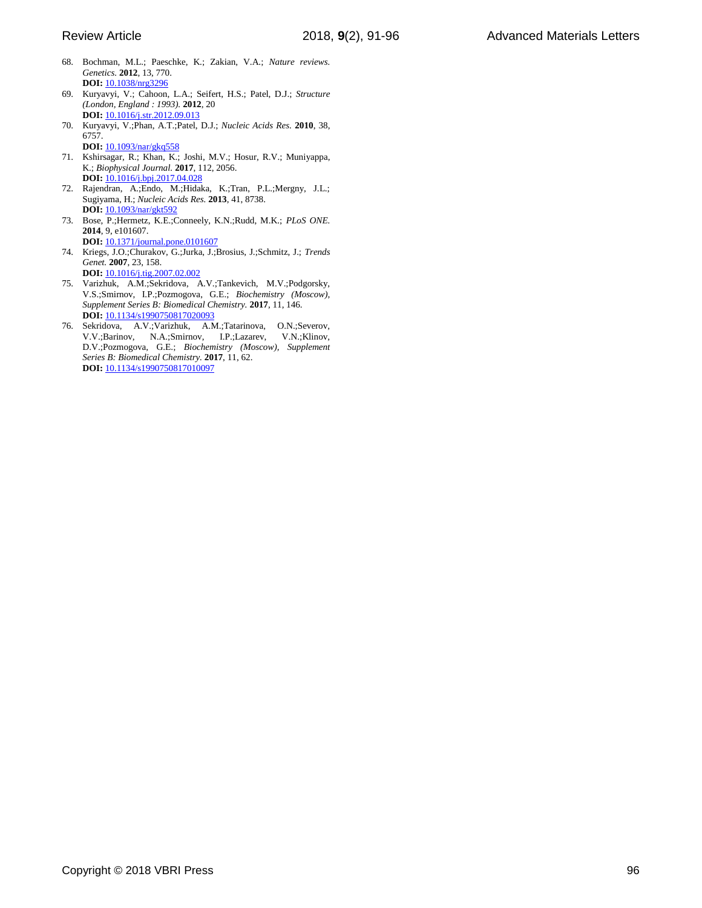68. Bochman, M.L.; Paeschke, K.; Zakian, V.A.; *Nature reviews. Genetics.* **2012**, 13, 770.
    **DOI:** 10.1038/nrg3296
69. Kuryavyi, V.; Cahoon, L.A.; Seifert, H.S.; Patel, D.J.; *Structure (London, England : 1993).* **2012**, 20
    **DOI:** 10.1016/j.str.2012.09.013
70. Kuryavyi, V.;Phan, A.T.;Patel, D.J.; *Nucleic Acids Res.* **2010**, 38, 6757.
    **DOI:** 10.1093/nar/gkq558
71. Kshirsagar, R.; Khan, K.; Joshi, M.V.; Hosur, R.V.; Muniyappa, K.; *Biophysical Journal.* **2017**, 112, 2056.
    **DOI:** 10.1016/j.bpj.2017.04.028
72. Rajendran, A.;Endo, M.;Hidaka, K.;Tran, P.L.;Mergny, J.L.; Sugiyama, H.; *Nucleic Acids Res.* **2013**, 41, 8738.
    **DOI:** 10.1093/nar/gkt592
73. Bose, P.;Hermetz, K.E.;Conneely, K.N.;Rudd, M.K.; *PLoS ONE.* **2014**, 9, e101607.
    **DOI:** 10.1371/journal.pone.0101607
74. Kriegs, J.O.;Churakov, G.;Jurka, J.;Brosius, J.;Schmitz, J.; *Trends Genet.* **2007**, 23, 158.
    **DOI:** 10.1016/j.tig.2007.02.002
75. Varizhuk, A.M.;Sekridova, A.V.;Tankevich, M.V.;Podgorsky, V.S.;Smirnov, I.P.;Pozmogova, G.E.; *Biochemistry (Moscow), Supplement Series B: Biomedical Chemistry.* **2017**, 11, 146.
    **DOI:** 10.1134/s1990750817020093
76. Sekridova, A.V.;Varizhuk, A.M.;Tatarinova, O.N.;Severov, V.V.;Barinov, N.A.;Smirnov, I.P.;Lazarev, V.N.;Klinov, D.V.;Pozmogova, G.E.; *Biochemistry (Moscow), Supplement Series B: Biomedical Chemistry.* **2017**, 11, 62.
    **DOI:** 10.1134/s1990750817010097